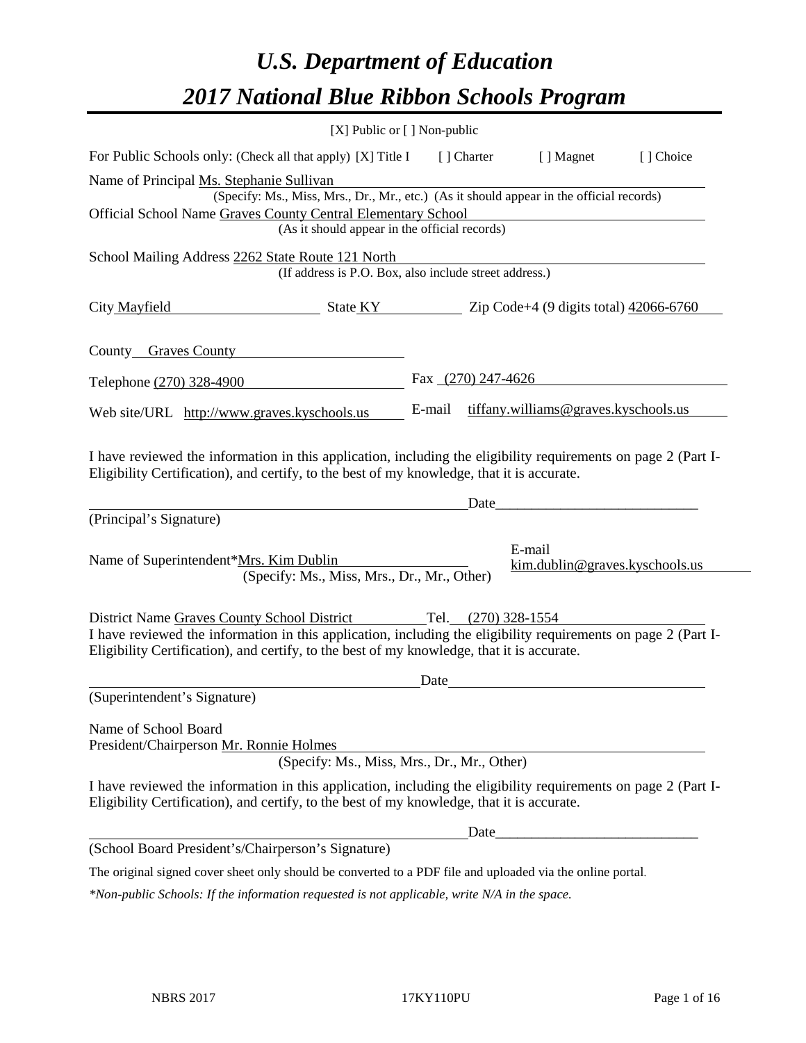# *U.S. Department of Education*

# *2017 National Blue Ribbon Schools Program*

[X] Public or [ ] Non-public

For Public Schools only: (Check all that apply) [X] Title I [ ] Charter [ ] Magnet [ ] Choice

Name of Principal Ms. Stephanie Sullivan
(Specify: Ms., Miss, Mrs., Dr., Mr., etc.) (As it should appear in the official records)

Official School Name Graves County Central Elementary School
(As it should appear in the official records)

School Mailing Address 2262 State Route 121 North
(If address is P.O. Box, also include street address.)

City Mayfield State KY Zip Code+4 (9 digits total) 42066-6760

County Graves County

Telephone (270) 328-4900 Fax (270) 247-4626

Web site/URL http://www.graves.kyschools.us E-mail tiffany.williams@graves.kyschools.us

I have reviewed the information in this application, including the eligibility requirements on page 2 (Part I-Eligibility Certification), and certify, to the best of my knowledge, that it is accurate.

Date_____________________________
(Principal's Signature)

Name of Superintendent*Mrs. Kim Dublin E-mail kim.dublin@graves.kyschools.us
(Specify: Ms., Miss, Mrs., Dr., Mr., Other)

District Name Graves County School District Tel. (270) 328-1554

I have reviewed the information in this application, including the eligibility requirements on page 2 (Part I-Eligibility Certification), and certify, to the best of my knowledge, that it is accurate.

Date_____________________________
(Superintendent's Signature)

Name of School Board
President/Chairperson Mr. Ronnie Holmes
(Specify: Ms., Miss, Mrs., Dr., Mr., Other)

I have reviewed the information in this application, including the eligibility requirements on page 2 (Part I-Eligibility Certification), and certify, to the best of my knowledge, that it is accurate.

Date_____________________________
(School Board President's/Chairperson's Signature)

The original signed cover sheet only should be converted to a PDF file and uploaded via the online portal.

*\*Non-public Schools: If the information requested is not applicable, write N/A in the space.*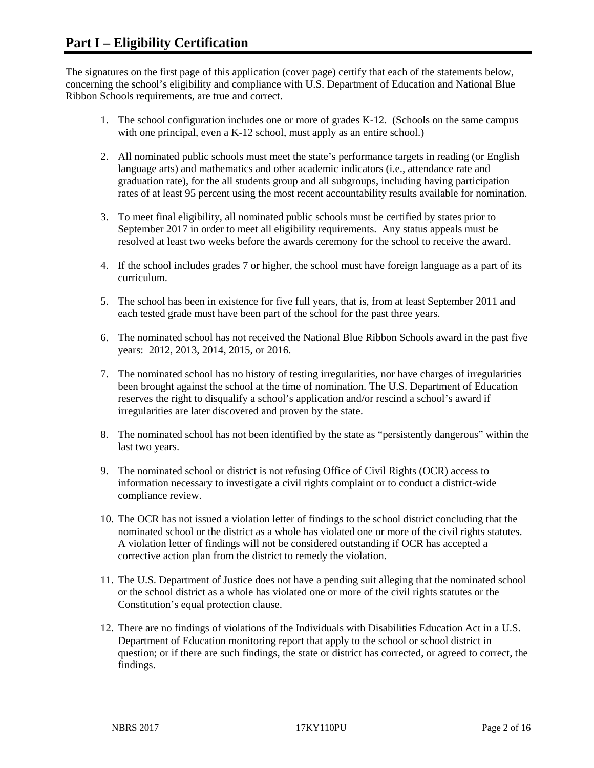# Part I – Eligibility Certification

The signatures on the first page of this application (cover page) certify that each of the statements below, concerning the school's eligibility and compliance with U.S. Department of Education and National Blue Ribbon Schools requirements, are true and correct.

1. The school configuration includes one or more of grades K-12. (Schools on the same campus with one principal, even a K-12 school, must apply as an entire school.)

2. All nominated public schools must meet the state's performance targets in reading (or English language arts) and mathematics and other academic indicators (i.e., attendance rate and graduation rate), for the all students group and all subgroups, including having participation rates of at least 95 percent using the most recent accountability results available for nomination.

3. To meet final eligibility, all nominated public schools must be certified by states prior to September 2017 in order to meet all eligibility requirements. Any status appeals must be resolved at least two weeks before the awards ceremony for the school to receive the award.

4. If the school includes grades 7 or higher, the school must have foreign language as a part of its curriculum.

5. The school has been in existence for five full years, that is, from at least September 2011 and each tested grade must have been part of the school for the past three years.

6. The nominated school has not received the National Blue Ribbon Schools award in the past five years: 2012, 2013, 2014, 2015, or 2016.

7. The nominated school has no history of testing irregularities, nor have charges of irregularities been brought against the school at the time of nomination. The U.S. Department of Education reserves the right to disqualify a school's application and/or rescind a school's award if irregularities are later discovered and proven by the state.

8. The nominated school has not been identified by the state as "persistently dangerous" within the last two years.

9. The nominated school or district is not refusing Office of Civil Rights (OCR) access to information necessary to investigate a civil rights complaint or to conduct a district-wide compliance review.

10. The OCR has not issued a violation letter of findings to the school district concluding that the nominated school or the district as a whole has violated one or more of the civil rights statutes. A violation letter of findings will not be considered outstanding if OCR has accepted a corrective action plan from the district to remedy the violation.

11. The U.S. Department of Justice does not have a pending suit alleging that the nominated school or the school district as a whole has violated one or more of the civil rights statutes or the Constitution's equal protection clause.

12. There are no findings of violations of the Individuals with Disabilities Education Act in a U.S. Department of Education monitoring report that apply to the school or school district in question; or if there are such findings, the state or district has corrected, or agreed to correct, the findings.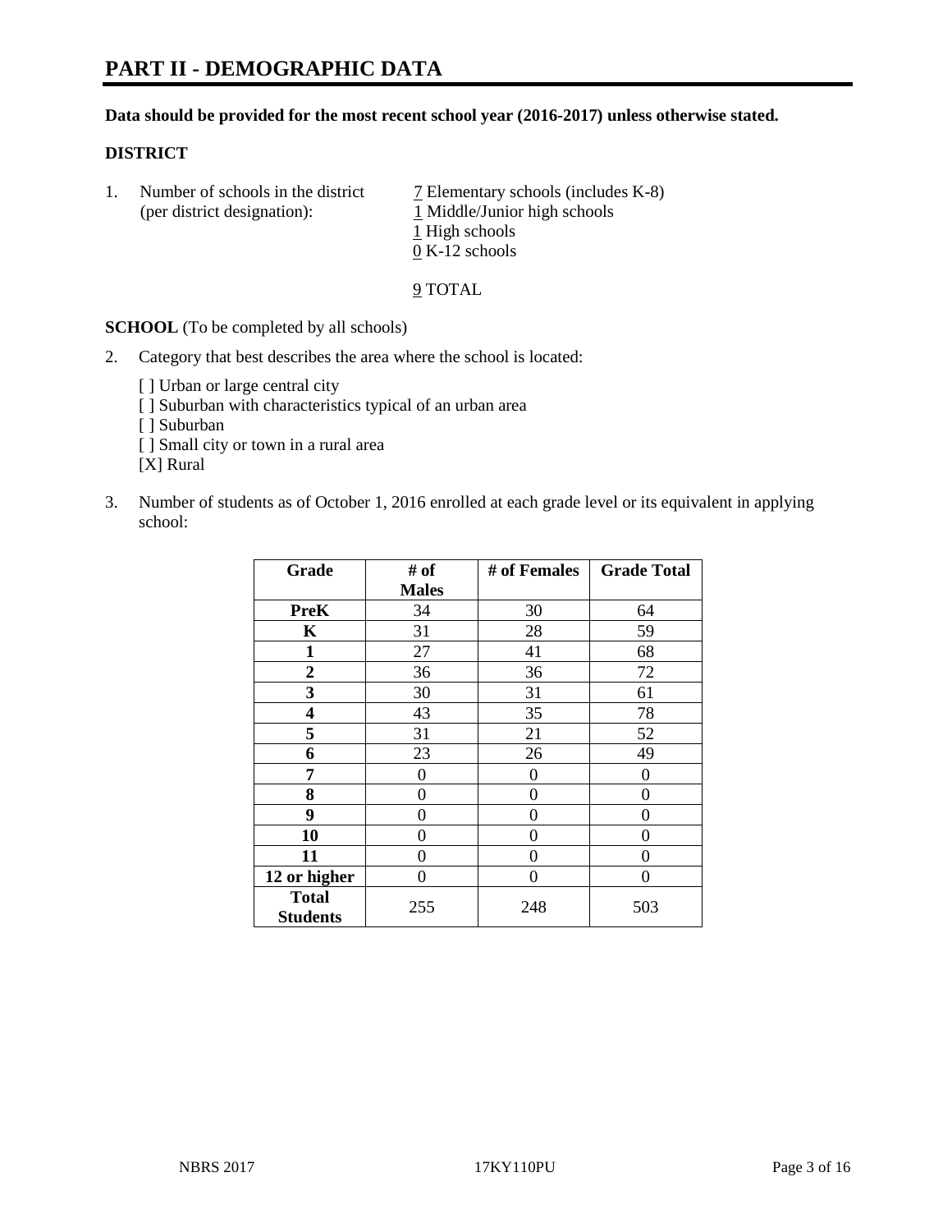# PART II - DEMOGRAPHIC DATA

**Data should be provided for the most recent school year (2016-2017) unless otherwise stated.**

**DISTRICT**

1. Number of schools in the district (per district designation):
   7 Elementary schools (includes K-8)
   1 Middle/Junior high schools
   1 High schools
   0 K-12 schools

   9 TOTAL

**SCHOOL** (To be completed by all schools)

2. Category that best describes the area where the school is located:

   [ ] Urban or large central city
   [ ] Suburban with characteristics typical of an urban area
   [ ] Suburban
   [ ] Small city or town in a rural area
   [X] Rural

3. Number of students as of October 1, 2016 enrolled at each grade level or its equivalent in applying school:

| Grade | # of Males | # of Females | Grade Total |
|---|---|---|---|
| **PreK** | 34 | 30 | 64 |
| **K** | 31 | 28 | 59 |
| **1** | 27 | 41 | 68 |
| **2** | 36 | 36 | 72 |
| **3** | 30 | 31 | 61 |
| **4** | 43 | 35 | 78 |
| **5** | 31 | 21 | 52 |
| **6** | 23 | 26 | 49 |
| **7** | 0 | 0 | 0 |
| **8** | 0 | 0 | 0 |
| **9** | 0 | 0 | 0 |
| **10** | 0 | 0 | 0 |
| **11** | 0 | 0 | 0 |
| **12 or higher** | 0 | 0 | 0 |
| **Total Students** | 255 | 248 | 503 |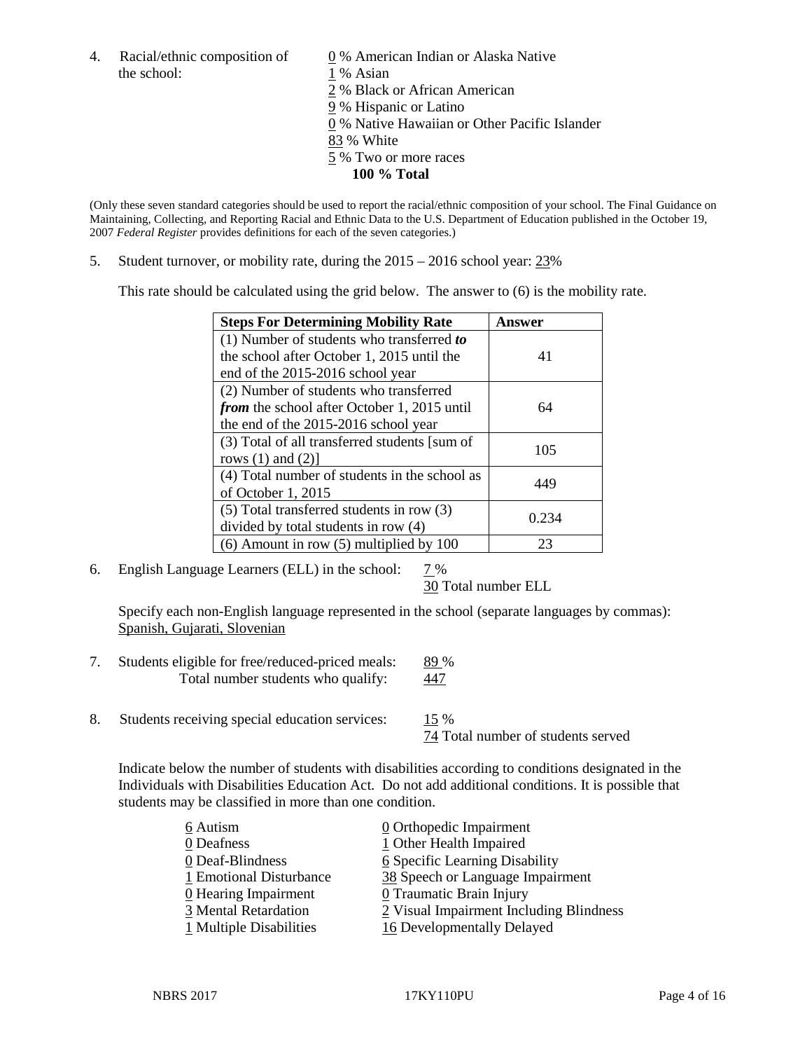4. Racial/ethnic composition of the school:

   0 % American Indian or Alaska Native
   1 % Asian
   2 % Black or African American
   9 % Hispanic or Latino
   0 % Native Hawaiian or Other Pacific Islander
   83 % White
   5 % Two or more races
   **100 % Total**

(Only these seven standard categories should be used to report the racial/ethnic composition of your school. The Final Guidance on Maintaining, Collecting, and Reporting Racial and Ethnic Data to the U.S. Department of Education published in the October 19, 2007 *Federal Register* provides definitions for each of the seven categories.)

5. Student turnover, or mobility rate, during the 2015 – 2016 school year: 23%

   This rate should be calculated using the grid below. The answer to (6) is the mobility rate.

| **Steps For Determining Mobility Rate** | **Answer** |
|---|---|
| (1) Number of students who transferred ***to*** the school after October 1, 2015 until the end of the 2015-2016 school year | 41 |
| (2) Number of students who transferred ***from*** the school after October 1, 2015 until the end of the 2015-2016 school year | 64 |
| (3) Total of all transferred students [sum of rows (1) and (2)] | 105 |
| (4) Total number of students in the school as of October 1, 2015 | 449 |
| (5) Total transferred students in row (3) divided by total students in row (4) | 0.234 |
| (6) Amount in row (5) multiplied by 100 | 23 |

6. English Language Learners (ELL) in the school: 7 %
   30 Total number ELL

   Specify each non-English language represented in the school (separate languages by commas):
   Spanish, Gujarati, Slovenian

7. Students eligible for free/reduced-priced meals: 89 %
   Total number students who qualify: 447

8. Students receiving special education services: 15 %
   74 Total number of students served

   Indicate below the number of students with disabilities according to conditions designated in the Individuals with Disabilities Education Act. Do not add additional conditions. It is possible that students may be classified in more than one condition.

   6 Autism
   0 Deafness
   0 Deaf-Blindness
   1 Emotional Disturbance
   0 Hearing Impairment
   3 Mental Retardation
   1 Multiple Disabilities
   0 Orthopedic Impairment
   1 Other Health Impaired
   6 Specific Learning Disability
   38 Speech or Language Impairment
   0 Traumatic Brain Injury
   2 Visual Impairment Including Blindness
   16 Developmentally Delayed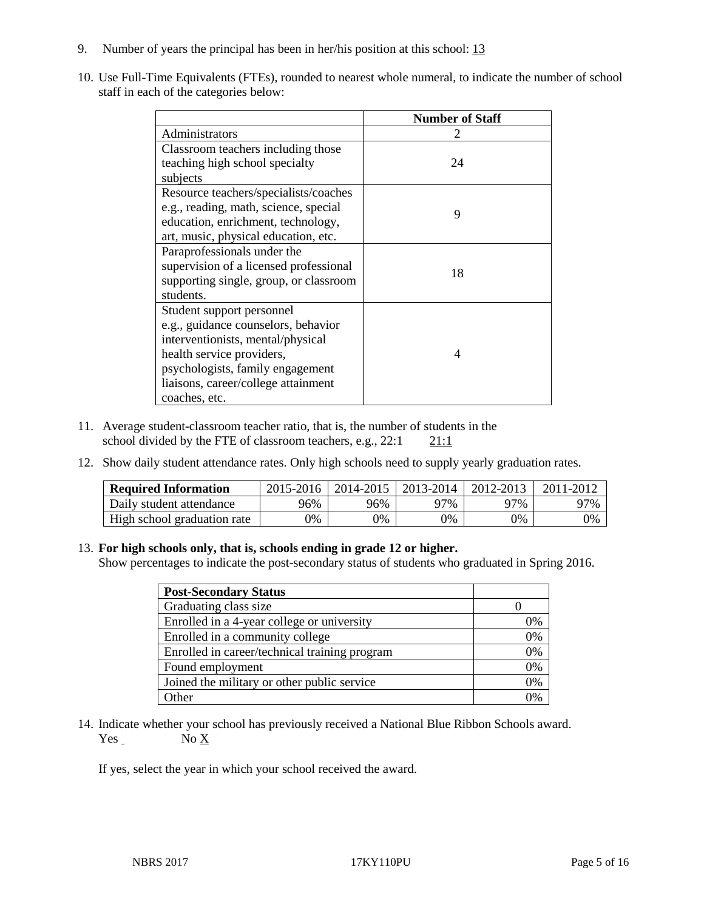9. Number of years the principal has been in her/his position at this school: 13

10. Use Full-Time Equivalents (FTEs), rounded to nearest whole numeral, to indicate the number of school staff in each of the categories below:

| | Number of Staff |
|---|---|
| Administrators | 2 |
| Classroom teachers including those teaching high school specialty subjects | 24 |
| Resource teachers/specialists/coaches e.g., reading, math, science, special education, enrichment, technology, art, music, physical education, etc. | 9 |
| Paraprofessionals under the supervision of a licensed professional supporting single, group, or classroom students. | 18 |
| Student support personnel e.g., guidance counselors, behavior interventionists, mental/physical health service providers, psychologists, family engagement liaisons, career/college attainment coaches, etc. | 4 |

11. Average student-classroom teacher ratio, that is, the number of students in the school divided by the FTE of classroom teachers, e.g., 22:1     21:1

12. Show daily student attendance rates. Only high schools need to supply yearly graduation rates.

| Required Information | 2015-2016 | 2014-2015 | 2013-2014 | 2012-2013 | 2011-2012 |
|---|---|---|---|---|---|
| Daily student attendance | 96% | 96% | 97% | 97% | 97% |
| High school graduation rate | 0% | 0% | 0% | 0% | 0% |

13. **For high schools only, that is, schools ending in grade 12 or higher.**
Show percentages to indicate the post-secondary status of students who graduated in Spring 2016.

| Post-Secondary Status | |
|---|---|
| Graduating class size | 0 |
| Enrolled in a 4-year college or university | 0% |
| Enrolled in a community college | 0% |
| Enrolled in career/technical training program | 0% |
| Found employment | 0% |
| Joined the military or other public service | 0% |
| Other | 0% |

14. Indicate whether your school has previously received a National Blue Ribbon Schools award.
Yes      No X

If yes, select the year in which your school received the award.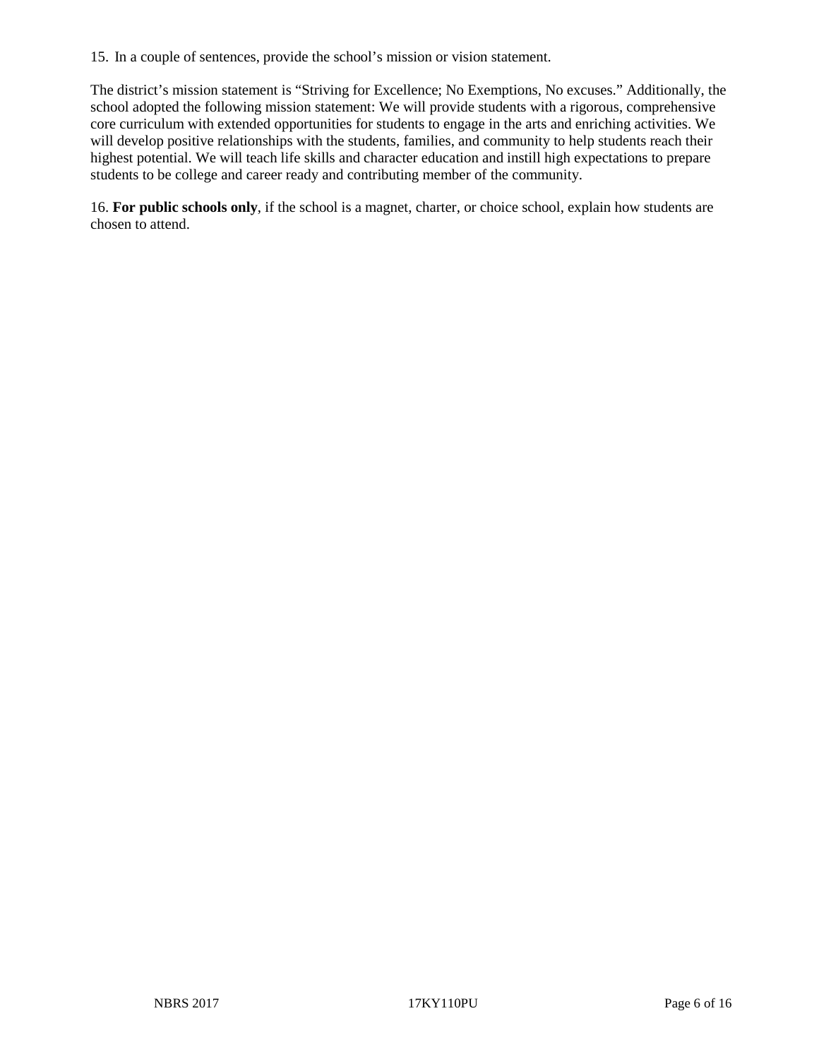15. In a couple of sentences, provide the school's mission or vision statement.

The district's mission statement is "Striving for Excellence; No Exemptions, No excuses." Additionally, the school adopted the following mission statement: We will provide students with a rigorous, comprehensive core curriculum with extended opportunities for students to engage in the arts and enriching activities. We will develop positive relationships with the students, families, and community to help students reach their highest potential. We will teach life skills and character education and instill high expectations to prepare students to be college and career ready and contributing member of the community.

16. **For public schools only**, if the school is a magnet, charter, or choice school, explain how students are chosen to attend.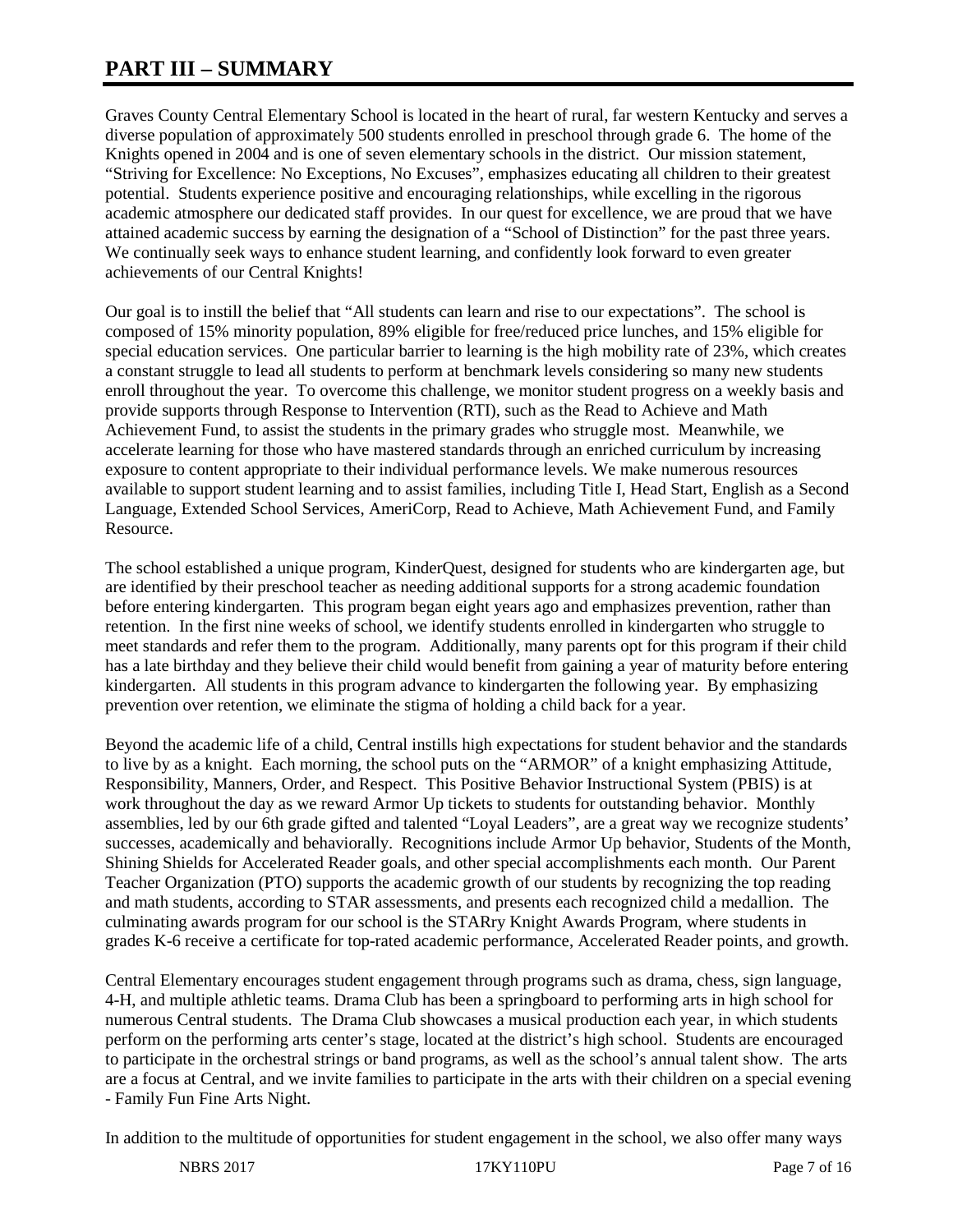# PART III – SUMMARY

Graves County Central Elementary School is located in the heart of rural, far western Kentucky and serves a diverse population of approximately 500 students enrolled in preschool through grade 6. The home of the Knights opened in 2004 and is one of seven elementary schools in the district. Our mission statement, "Striving for Excellence: No Exceptions, No Excuses", emphasizes educating all children to their greatest potential. Students experience positive and encouraging relationships, while excelling in the rigorous academic atmosphere our dedicated staff provides. In our quest for excellence, we are proud that we have attained academic success by earning the designation of a "School of Distinction" for the past three years. We continually seek ways to enhance student learning, and confidently look forward to even greater achievements of our Central Knights!

Our goal is to instill the belief that "All students can learn and rise to our expectations". The school is composed of 15% minority population, 89% eligible for free/reduced price lunches, and 15% eligible for special education services. One particular barrier to learning is the high mobility rate of 23%, which creates a constant struggle to lead all students to perform at benchmark levels considering so many new students enroll throughout the year. To overcome this challenge, we monitor student progress on a weekly basis and provide supports through Response to Intervention (RTI), such as the Read to Achieve and Math Achievement Fund, to assist the students in the primary grades who struggle most. Meanwhile, we accelerate learning for those who have mastered standards through an enriched curriculum by increasing exposure to content appropriate to their individual performance levels. We make numerous resources available to support student learning and to assist families, including Title I, Head Start, English as a Second Language, Extended School Services, AmeriCorp, Read to Achieve, Math Achievement Fund, and Family Resource.

The school established a unique program, KinderQuest, designed for students who are kindergarten age, but are identified by their preschool teacher as needing additional supports for a strong academic foundation before entering kindergarten. This program began eight years ago and emphasizes prevention, rather than retention. In the first nine weeks of school, we identify students enrolled in kindergarten who struggle to meet standards and refer them to the program. Additionally, many parents opt for this program if their child has a late birthday and they believe their child would benefit from gaining a year of maturity before entering kindergarten. All students in this program advance to kindergarten the following year. By emphasizing prevention over retention, we eliminate the stigma of holding a child back for a year.

Beyond the academic life of a child, Central instills high expectations for student behavior and the standards to live by as a knight. Each morning, the school puts on the "ARMOR" of a knight emphasizing Attitude, Responsibility, Manners, Order, and Respect. This Positive Behavior Instructional System (PBIS) is at work throughout the day as we reward Armor Up tickets to students for outstanding behavior. Monthly assemblies, led by our 6th grade gifted and talented "Loyal Leaders", are a great way we recognize students' successes, academically and behaviorally. Recognitions include Armor Up behavior, Students of the Month, Shining Shields for Accelerated Reader goals, and other special accomplishments each month. Our Parent Teacher Organization (PTO) supports the academic growth of our students by recognizing the top reading and math students, according to STAR assessments, and presents each recognized child a medallion. The culminating awards program for our school is the STARry Knight Awards Program, where students in grades K-6 receive a certificate for top-rated academic performance, Accelerated Reader points, and growth.

Central Elementary encourages student engagement through programs such as drama, chess, sign language, 4-H, and multiple athletic teams. Drama Club has been a springboard to performing arts in high school for numerous Central students. The Drama Club showcases a musical production each year, in which students perform on the performing arts center's stage, located at the district's high school. Students are encouraged to participate in the orchestral strings or band programs, as well as the school's annual talent show. The arts are a focus at Central, and we invite families to participate in the arts with their children on a special evening - Family Fun Fine Arts Night.

In addition to the multitude of opportunities for student engagement in the school, we also offer many ways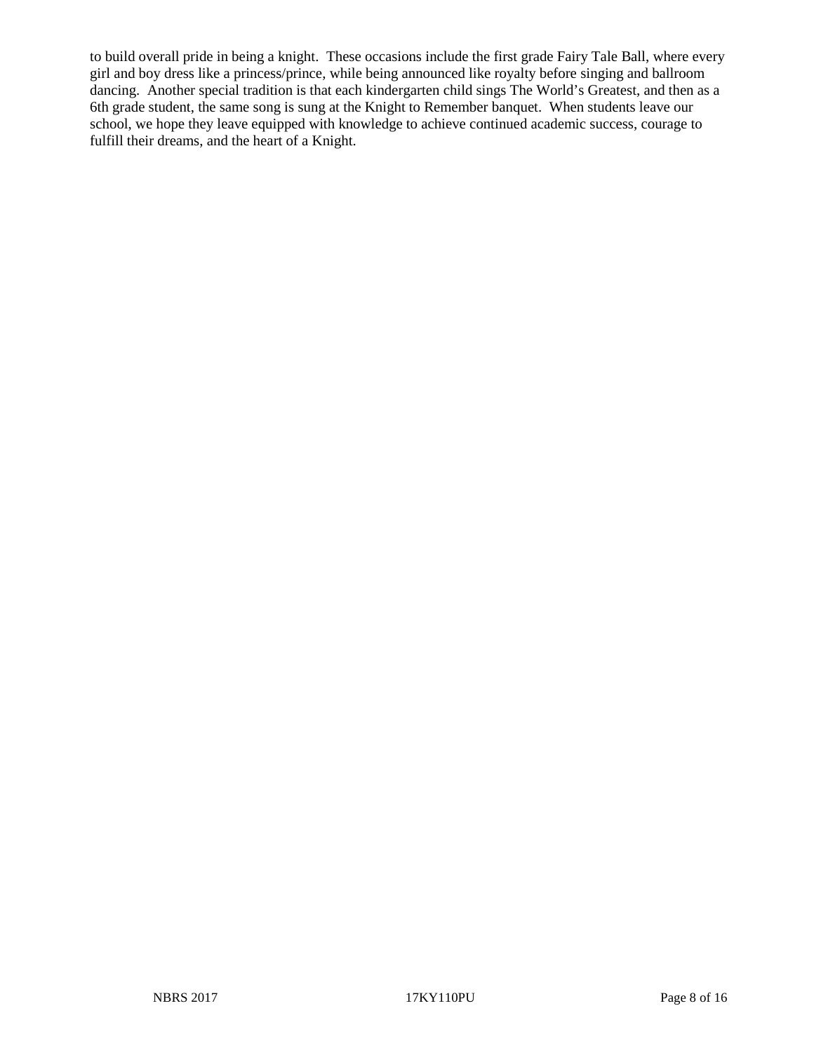to build overall pride in being a knight. These occasions include the first grade Fairy Tale Ball, where every girl and boy dress like a princess/prince, while being announced like royalty before singing and ballroom dancing. Another special tradition is that each kindergarten child sings The World's Greatest, and then as a 6th grade student, the same song is sung at the Knight to Remember banquet. When students leave our school, we hope they leave equipped with knowledge to achieve continued academic success, courage to fulfill their dreams, and the heart of a Knight.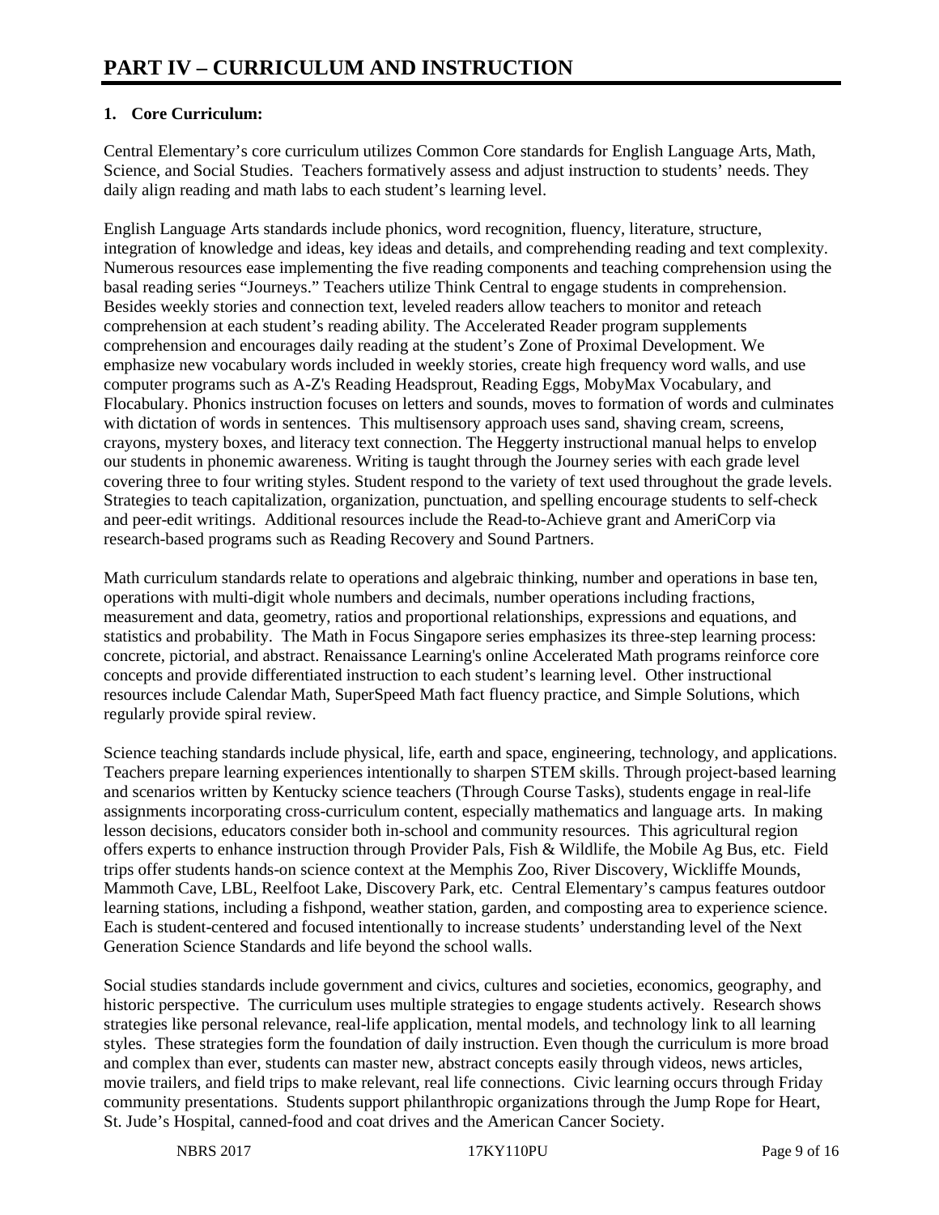# PART IV – CURRICULUM AND INSTRUCTION

**1. Core Curriculum:**

Central Elementary's core curriculum utilizes Common Core standards for English Language Arts, Math, Science, and Social Studies. Teachers formatively assess and adjust instruction to students' needs. They daily align reading and math labs to each student's learning level.

English Language Arts standards include phonics, word recognition, fluency, literature, structure, integration of knowledge and ideas, key ideas and details, and comprehending reading and text complexity. Numerous resources ease implementing the five reading components and teaching comprehension using the basal reading series "Journeys." Teachers utilize Think Central to engage students in comprehension. Besides weekly stories and connection text, leveled readers allow teachers to monitor and reteach comprehension at each student's reading ability. The Accelerated Reader program supplements comprehension and encourages daily reading at the student's Zone of Proximal Development. We emphasize new vocabulary words included in weekly stories, create high frequency word walls, and use computer programs such as A-Z's Reading Headsprout, Reading Eggs, MobyMax Vocabulary, and Flocabulary. Phonics instruction focuses on letters and sounds, moves to formation of words and culminates with dictation of words in sentences. This multisensory approach uses sand, shaving cream, screens, crayons, mystery boxes, and literacy text connection. The Heggerty instructional manual helps to envelop our students in phonemic awareness. Writing is taught through the Journey series with each grade level covering three to four writing styles. Student respond to the variety of text used throughout the grade levels. Strategies to teach capitalization, organization, punctuation, and spelling encourage students to self-check and peer-edit writings. Additional resources include the Read-to-Achieve grant and AmeriCorp via research-based programs such as Reading Recovery and Sound Partners.

Math curriculum standards relate to operations and algebraic thinking, number and operations in base ten, operations with multi-digit whole numbers and decimals, number operations including fractions, measurement and data, geometry, ratios and proportional relationships, expressions and equations, and statistics and probability. The Math in Focus Singapore series emphasizes its three-step learning process: concrete, pictorial, and abstract. Renaissance Learning's online Accelerated Math programs reinforce core concepts and provide differentiated instruction to each student's learning level. Other instructional resources include Calendar Math, SuperSpeed Math fact fluency practice, and Simple Solutions, which regularly provide spiral review.

Science teaching standards include physical, life, earth and space, engineering, technology, and applications. Teachers prepare learning experiences intentionally to sharpen STEM skills. Through project-based learning and scenarios written by Kentucky science teachers (Through Course Tasks), students engage in real-life assignments incorporating cross-curriculum content, especially mathematics and language arts. In making lesson decisions, educators consider both in-school and community resources. This agricultural region offers experts to enhance instruction through Provider Pals, Fish & Wildlife, the Mobile Ag Bus, etc. Field trips offer students hands-on science context at the Memphis Zoo, River Discovery, Wickliffe Mounds, Mammoth Cave, LBL, Reelfoot Lake, Discovery Park, etc. Central Elementary's campus features outdoor learning stations, including a fishpond, weather station, garden, and composting area to experience science. Each is student-centered and focused intentionally to increase students' understanding level of the Next Generation Science Standards and life beyond the school walls.

Social studies standards include government and civics, cultures and societies, economics, geography, and historic perspective. The curriculum uses multiple strategies to engage students actively. Research shows strategies like personal relevance, real-life application, mental models, and technology link to all learning styles. These strategies form the foundation of daily instruction. Even though the curriculum is more broad and complex than ever, students can master new, abstract concepts easily through videos, news articles, movie trailers, and field trips to make relevant, real life connections. Civic learning occurs through Friday community presentations. Students support philanthropic organizations through the Jump Rope for Heart, St. Jude's Hospital, canned-food and coat drives and the American Cancer Society.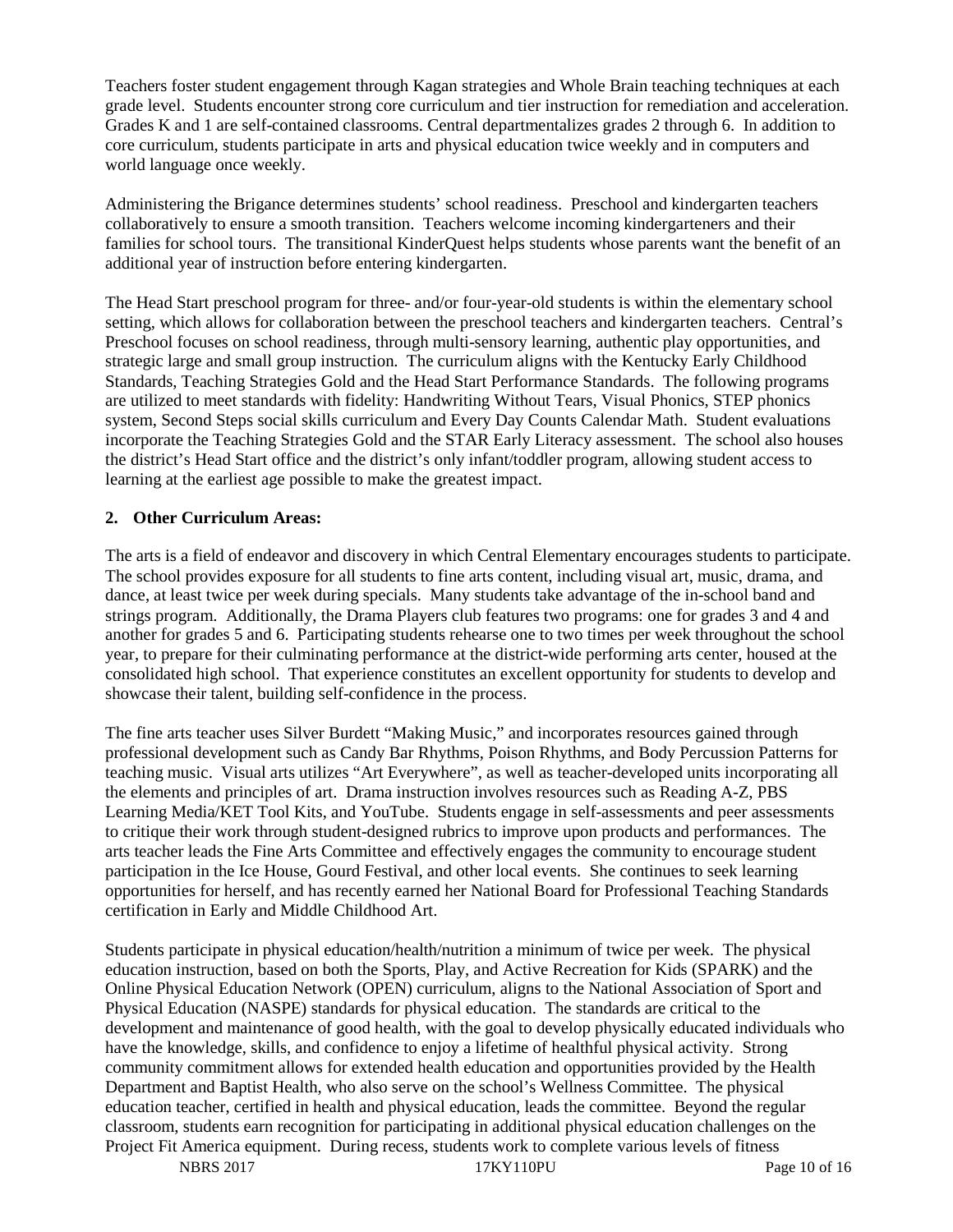Teachers foster student engagement through Kagan strategies and Whole Brain teaching techniques at each grade level. Students encounter strong core curriculum and tier instruction for remediation and acceleration. Grades K and 1 are self-contained classrooms. Central departmentalizes grades 2 through 6. In addition to core curriculum, students participate in arts and physical education twice weekly and in computers and world language once weekly.

Administering the Brigance determines students' school readiness. Preschool and kindergarten teachers collaboratively to ensure a smooth transition. Teachers welcome incoming kindergarteners and their families for school tours. The transitional KinderQuest helps students whose parents want the benefit of an additional year of instruction before entering kindergarten.

The Head Start preschool program for three- and/or four-year-old students is within the elementary school setting, which allows for collaboration between the preschool teachers and kindergarten teachers. Central's Preschool focuses on school readiness, through multi-sensory learning, authentic play opportunities, and strategic large and small group instruction. The curriculum aligns with the Kentucky Early Childhood Standards, Teaching Strategies Gold and the Head Start Performance Standards. The following programs are utilized to meet standards with fidelity: Handwriting Without Tears, Visual Phonics, STEP phonics system, Second Steps social skills curriculum and Every Day Counts Calendar Math. Student evaluations incorporate the Teaching Strategies Gold and the STAR Early Literacy assessment. The school also houses the district's Head Start office and the district's only infant/toddler program, allowing student access to learning at the earliest age possible to make the greatest impact.

## 2. Other Curriculum Areas:

The arts is a field of endeavor and discovery in which Central Elementary encourages students to participate. The school provides exposure for all students to fine arts content, including visual art, music, drama, and dance, at least twice per week during specials. Many students take advantage of the in-school band and strings program. Additionally, the Drama Players club features two programs: one for grades 3 and 4 and another for grades 5 and 6. Participating students rehearse one to two times per week throughout the school year, to prepare for their culminating performance at the district-wide performing arts center, housed at the consolidated high school. That experience constitutes an excellent opportunity for students to develop and showcase their talent, building self-confidence in the process.

The fine arts teacher uses Silver Burdett "Making Music," and incorporates resources gained through professional development such as Candy Bar Rhythms, Poison Rhythms, and Body Percussion Patterns for teaching music. Visual arts utilizes "Art Everywhere", as well as teacher-developed units incorporating all the elements and principles of art. Drama instruction involves resources such as Reading A-Z, PBS Learning Media/KET Tool Kits, and YouTube. Students engage in self-assessments and peer assessments to critique their work through student-designed rubrics to improve upon products and performances. The arts teacher leads the Fine Arts Committee and effectively engages the community to encourage student participation in the Ice House, Gourd Festival, and other local events. She continues to seek learning opportunities for herself, and has recently earned her National Board for Professional Teaching Standards certification in Early and Middle Childhood Art.

Students participate in physical education/health/nutrition a minimum of twice per week. The physical education instruction, based on both the Sports, Play, and Active Recreation for Kids (SPARK) and the Online Physical Education Network (OPEN) curriculum, aligns to the National Association of Sport and Physical Education (NASPE) standards for physical education. The standards are critical to the development and maintenance of good health, with the goal to develop physically educated individuals who have the knowledge, skills, and confidence to enjoy a lifetime of healthful physical activity. Strong community commitment allows for extended health education and opportunities provided by the Health Department and Baptist Health, who also serve on the school's Wellness Committee. The physical education teacher, certified in health and physical education, leads the committee. Beyond the regular classroom, students earn recognition for participating in additional physical education challenges on the Project Fit America equipment. During recess, students work to complete various levels of fitness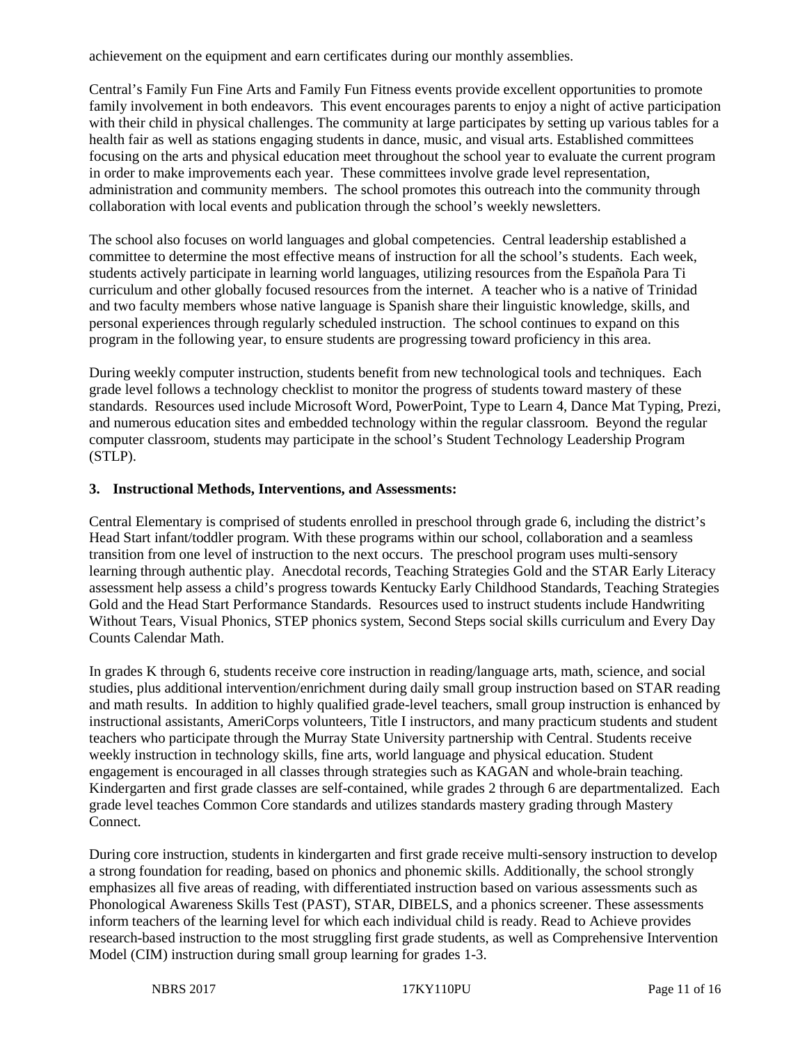achievement on the equipment and earn certificates during our monthly assemblies.

Central's Family Fun Fine Arts and Family Fun Fitness events provide excellent opportunities to promote family involvement in both endeavors. This event encourages parents to enjoy a night of active participation with their child in physical challenges. The community at large participates by setting up various tables for a health fair as well as stations engaging students in dance, music, and visual arts. Established committees focusing on the arts and physical education meet throughout the school year to evaluate the current program in order to make improvements each year. These committees involve grade level representation, administration and community members. The school promotes this outreach into the community through collaboration with local events and publication through the school's weekly newsletters.

The school also focuses on world languages and global competencies. Central leadership established a committee to determine the most effective means of instruction for all the school's students. Each week, students actively participate in learning world languages, utilizing resources from the Española Para Ti curriculum and other globally focused resources from the internet. A teacher who is a native of Trinidad and two faculty members whose native language is Spanish share their linguistic knowledge, skills, and personal experiences through regularly scheduled instruction. The school continues to expand on this program in the following year, to ensure students are progressing toward proficiency in this area.

During weekly computer instruction, students benefit from new technological tools and techniques. Each grade level follows a technology checklist to monitor the progress of students toward mastery of these standards. Resources used include Microsoft Word, PowerPoint, Type to Learn 4, Dance Mat Typing, Prezi, and numerous education sites and embedded technology within the regular classroom. Beyond the regular computer classroom, students may participate in the school's Student Technology Leadership Program (STLP).

**3. Instructional Methods, Interventions, and Assessments:**

Central Elementary is comprised of students enrolled in preschool through grade 6, including the district's Head Start infant/toddler program. With these programs within our school, collaboration and a seamless transition from one level of instruction to the next occurs. The preschool program uses multi-sensory learning through authentic play. Anecdotal records, Teaching Strategies Gold and the STAR Early Literacy assessment help assess a child's progress towards Kentucky Early Childhood Standards, Teaching Strategies Gold and the Head Start Performance Standards. Resources used to instruct students include Handwriting Without Tears, Visual Phonics, STEP phonics system, Second Steps social skills curriculum and Every Day Counts Calendar Math.

In grades K through 6, students receive core instruction in reading/language arts, math, science, and social studies, plus additional intervention/enrichment during daily small group instruction based on STAR reading and math results. In addition to highly qualified grade-level teachers, small group instruction is enhanced by instructional assistants, AmeriCorps volunteers, Title I instructors, and many practicum students and student teachers who participate through the Murray State University partnership with Central. Students receive weekly instruction in technology skills, fine arts, world language and physical education. Student engagement is encouraged in all classes through strategies such as KAGAN and whole-brain teaching. Kindergarten and first grade classes are self-contained, while grades 2 through 6 are departmentalized. Each grade level teaches Common Core standards and utilizes standards mastery grading through Mastery Connect.

During core instruction, students in kindergarten and first grade receive multi-sensory instruction to develop a strong foundation for reading, based on phonics and phonemic skills. Additionally, the school strongly emphasizes all five areas of reading, with differentiated instruction based on various assessments such as Phonological Awareness Skills Test (PAST), STAR, DIBELS, and a phonics screener. These assessments inform teachers of the learning level for which each individual child is ready. Read to Achieve provides research-based instruction to the most struggling first grade students, as well as Comprehensive Intervention Model (CIM) instruction during small group learning for grades 1-3.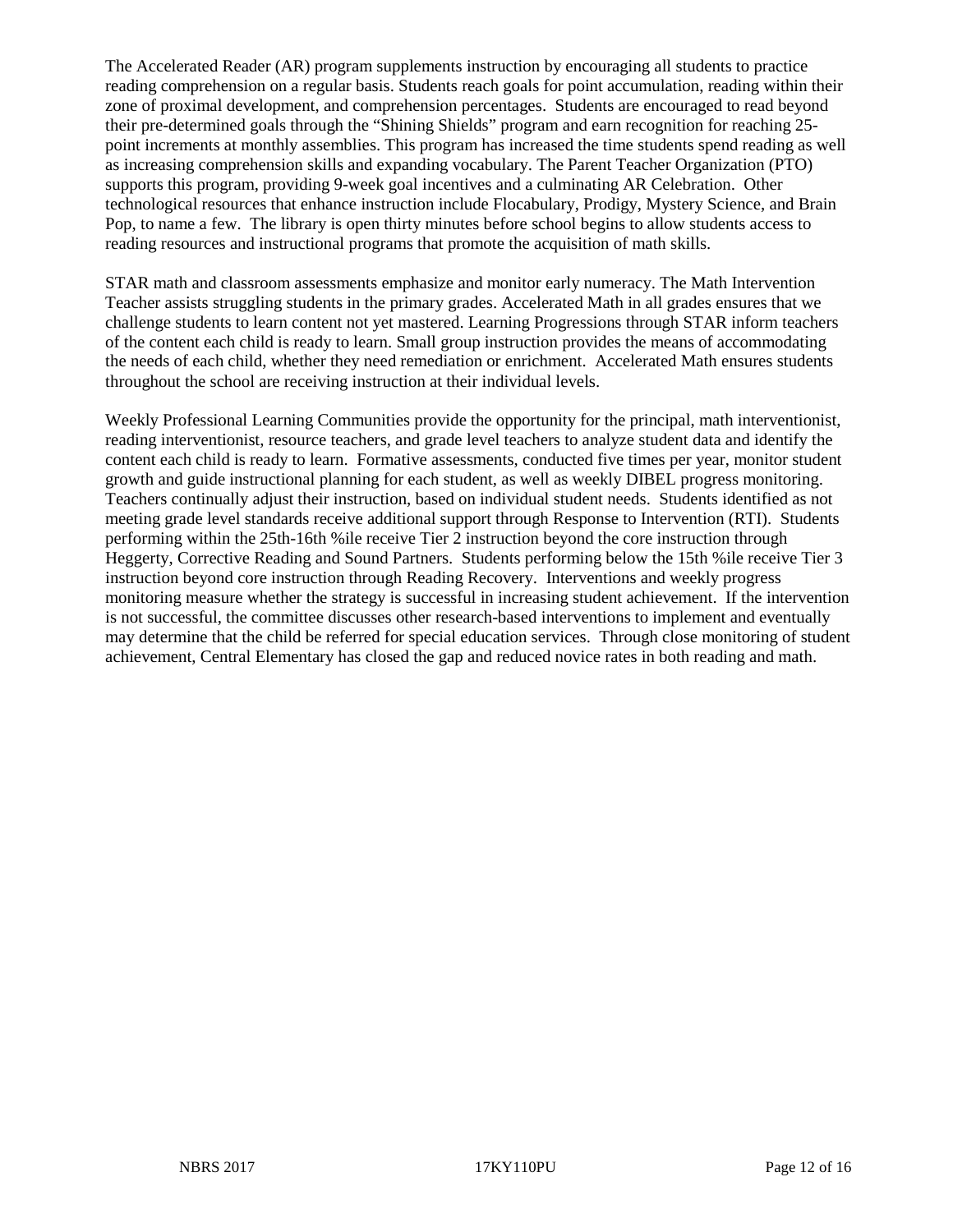The Accelerated Reader (AR) program supplements instruction by encouraging all students to practice reading comprehension on a regular basis. Students reach goals for point accumulation, reading within their zone of proximal development, and comprehension percentages. Students are encouraged to read beyond their pre-determined goals through the "Shining Shields" program and earn recognition for reaching 25-point increments at monthly assemblies. This program has increased the time students spend reading as well as increasing comprehension skills and expanding vocabulary. The Parent Teacher Organization (PTO) supports this program, providing 9-week goal incentives and a culminating AR Celebration. Other technological resources that enhance instruction include Flocabulary, Prodigy, Mystery Science, and Brain Pop, to name a few. The library is open thirty minutes before school begins to allow students access to reading resources and instructional programs that promote the acquisition of math skills.

STAR math and classroom assessments emphasize and monitor early numeracy. The Math Intervention Teacher assists struggling students in the primary grades. Accelerated Math in all grades ensures that we challenge students to learn content not yet mastered. Learning Progressions through STAR inform teachers of the content each child is ready to learn. Small group instruction provides the means of accommodating the needs of each child, whether they need remediation or enrichment. Accelerated Math ensures students throughout the school are receiving instruction at their individual levels.

Weekly Professional Learning Communities provide the opportunity for the principal, math interventionist, reading interventionist, resource teachers, and grade level teachers to analyze student data and identify the content each child is ready to learn. Formative assessments, conducted five times per year, monitor student growth and guide instructional planning for each student, as well as weekly DIBEL progress monitoring. Teachers continually adjust their instruction, based on individual student needs. Students identified as not meeting grade level standards receive additional support through Response to Intervention (RTI). Students performing within the 25th-16th %ile receive Tier 2 instruction beyond the core instruction through Heggerty, Corrective Reading and Sound Partners. Students performing below the 15th %ile receive Tier 3 instruction beyond core instruction through Reading Recovery. Interventions and weekly progress monitoring measure whether the strategy is successful in increasing student achievement. If the intervention is not successful, the committee discusses other research-based interventions to implement and eventually may determine that the child be referred for special education services. Through close monitoring of student achievement, Central Elementary has closed the gap and reduced novice rates in both reading and math.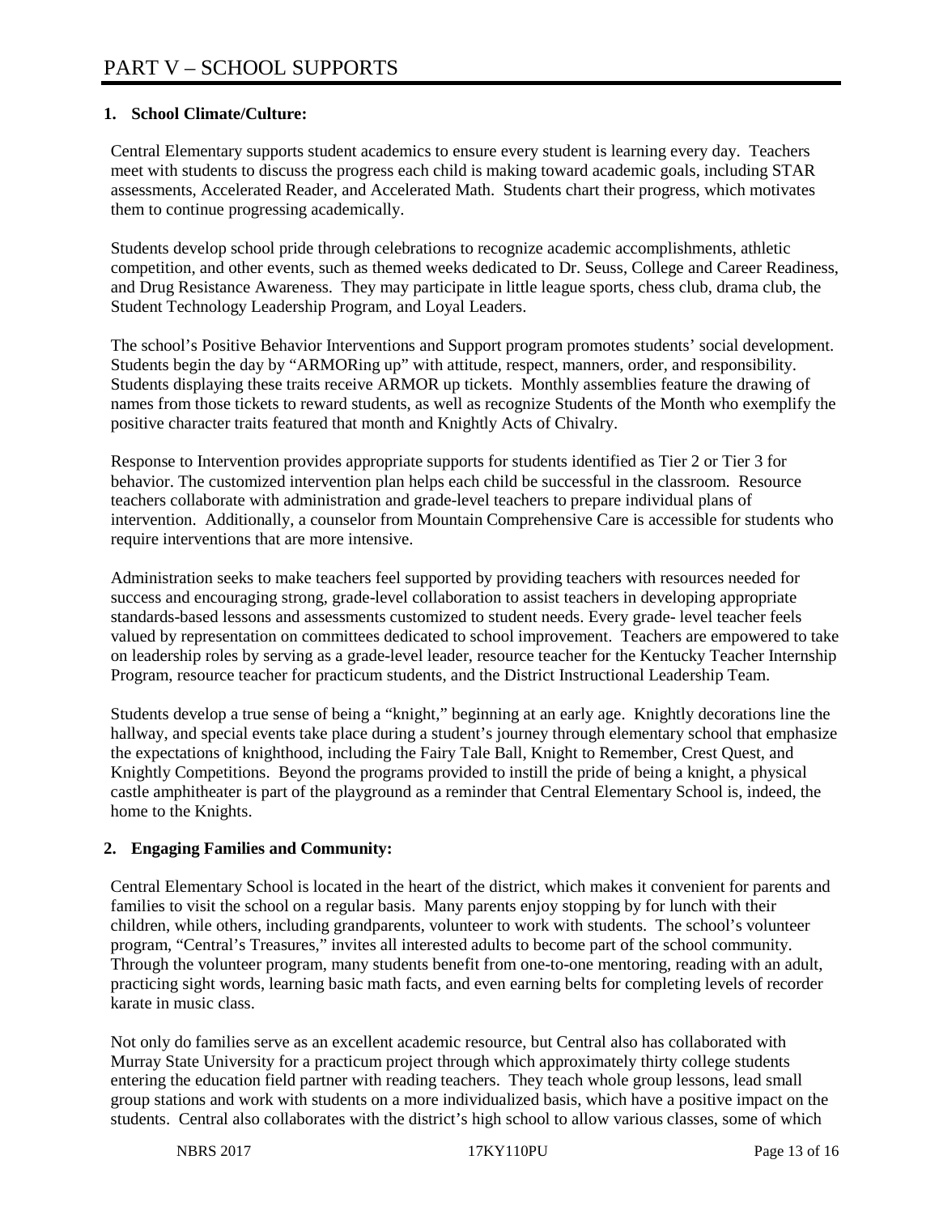# PART V – SCHOOL SUPPORTS

**1. School Climate/Culture:**

Central Elementary supports student academics to ensure every student is learning every day. Teachers meet with students to discuss the progress each child is making toward academic goals, including STAR assessments, Accelerated Reader, and Accelerated Math. Students chart their progress, which motivates them to continue progressing academically.

Students develop school pride through celebrations to recognize academic accomplishments, athletic competition, and other events, such as themed weeks dedicated to Dr. Seuss, College and Career Readiness, and Drug Resistance Awareness. They may participate in little league sports, chess club, drama club, the Student Technology Leadership Program, and Loyal Leaders.

The school's Positive Behavior Interventions and Support program promotes students' social development. Students begin the day by "ARMORing up" with attitude, respect, manners, order, and responsibility. Students displaying these traits receive ARMOR up tickets. Monthly assemblies feature the drawing of names from those tickets to reward students, as well as recognize Students of the Month who exemplify the positive character traits featured that month and Knightly Acts of Chivalry.

Response to Intervention provides appropriate supports for students identified as Tier 2 or Tier 3 for behavior. The customized intervention plan helps each child be successful in the classroom. Resource teachers collaborate with administration and grade-level teachers to prepare individual plans of intervention. Additionally, a counselor from Mountain Comprehensive Care is accessible for students who require interventions that are more intensive.

Administration seeks to make teachers feel supported by providing teachers with resources needed for success and encouraging strong, grade-level collaboration to assist teachers in developing appropriate standards-based lessons and assessments customized to student needs. Every grade- level teacher feels valued by representation on committees dedicated to school improvement. Teachers are empowered to take on leadership roles by serving as a grade-level leader, resource teacher for the Kentucky Teacher Internship Program, resource teacher for practicum students, and the District Instructional Leadership Team.

Students develop a true sense of being a "knight," beginning at an early age. Knightly decorations line the hallway, and special events take place during a student's journey through elementary school that emphasize the expectations of knighthood, including the Fairy Tale Ball, Knight to Remember, Crest Quest, and Knightly Competitions. Beyond the programs provided to instill the pride of being a knight, a physical castle amphitheater is part of the playground as a reminder that Central Elementary School is, indeed, the home to the Knights.

**2. Engaging Families and Community:**

Central Elementary School is located in the heart of the district, which makes it convenient for parents and families to visit the school on a regular basis. Many parents enjoy stopping by for lunch with their children, while others, including grandparents, volunteer to work with students. The school's volunteer program, "Central's Treasures," invites all interested adults to become part of the school community. Through the volunteer program, many students benefit from one-to-one mentoring, reading with an adult, practicing sight words, learning basic math facts, and even earning belts for completing levels of recorder karate in music class.

Not only do families serve as an excellent academic resource, but Central also has collaborated with Murray State University for a practicum project through which approximately thirty college students entering the education field partner with reading teachers. They teach whole group lessons, lead small group stations and work with students on a more individualized basis, which have a positive impact on the students. Central also collaborates with the district's high school to allow various classes, some of which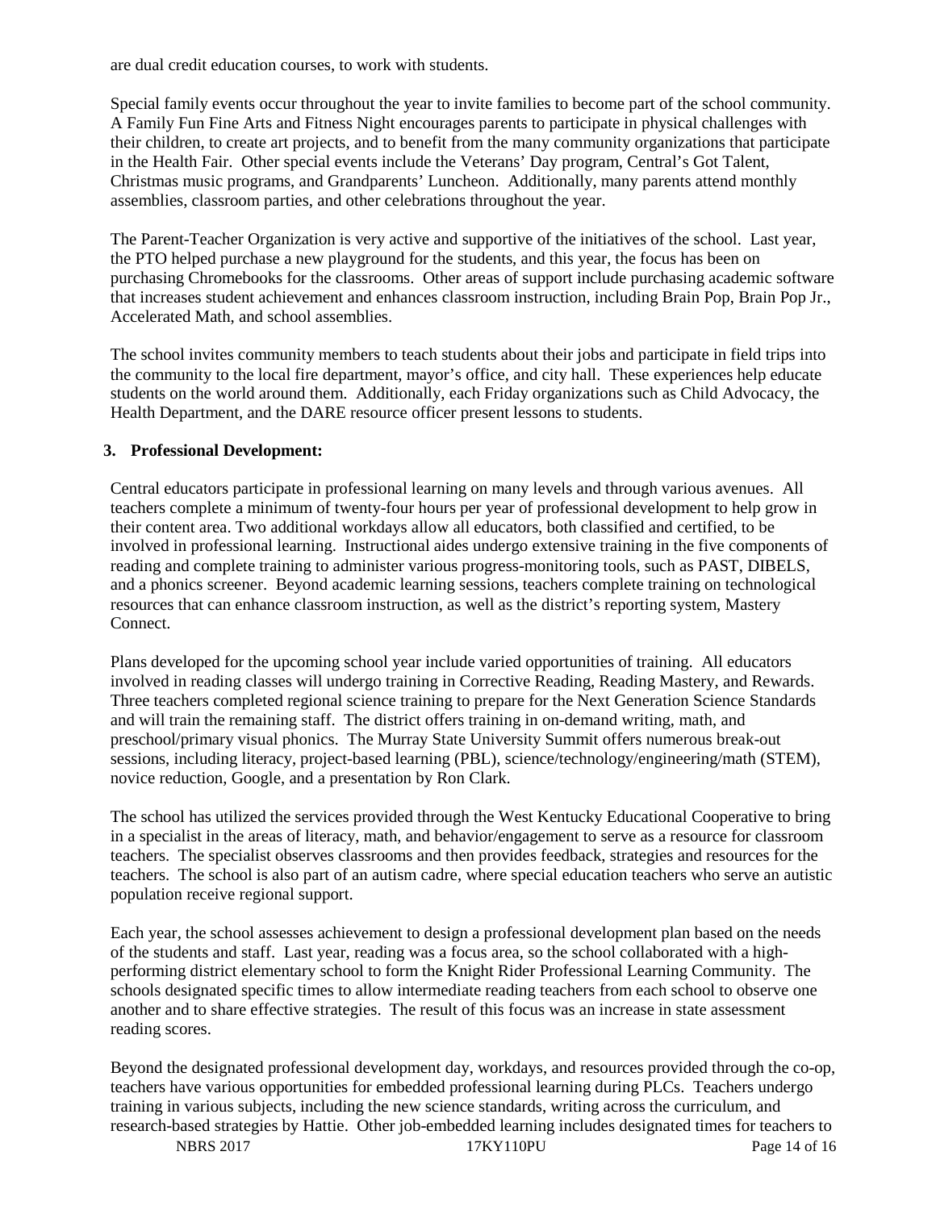are dual credit education courses, to work with students.

Special family events occur throughout the year to invite families to become part of the school community. A Family Fun Fine Arts and Fitness Night encourages parents to participate in physical challenges with their children, to create art projects, and to benefit from the many community organizations that participate in the Health Fair. Other special events include the Veterans' Day program, Central's Got Talent, Christmas music programs, and Grandparents' Luncheon. Additionally, many parents attend monthly assemblies, classroom parties, and other celebrations throughout the year.

The Parent-Teacher Organization is very active and supportive of the initiatives of the school. Last year, the PTO helped purchase a new playground for the students, and this year, the focus has been on purchasing Chromebooks for the classrooms. Other areas of support include purchasing academic software that increases student achievement and enhances classroom instruction, including Brain Pop, Brain Pop Jr., Accelerated Math, and school assemblies.

The school invites community members to teach students about their jobs and participate in field trips into the community to the local fire department, mayor's office, and city hall. These experiences help educate students on the world around them. Additionally, each Friday organizations such as Child Advocacy, the Health Department, and the DARE resource officer present lessons to students.

**3. Professional Development:**

Central educators participate in professional learning on many levels and through various avenues. All teachers complete a minimum of twenty-four hours per year of professional development to help grow in their content area. Two additional workdays allow all educators, both classified and certified, to be involved in professional learning. Instructional aides undergo extensive training in the five components of reading and complete training to administer various progress-monitoring tools, such as PAST, DIBELS, and a phonics screener. Beyond academic learning sessions, teachers complete training on technological resources that can enhance classroom instruction, as well as the district's reporting system, Mastery Connect.

Plans developed for the upcoming school year include varied opportunities of training. All educators involved in reading classes will undergo training in Corrective Reading, Reading Mastery, and Rewards. Three teachers completed regional science training to prepare for the Next Generation Science Standards and will train the remaining staff. The district offers training in on-demand writing, math, and preschool/primary visual phonics. The Murray State University Summit offers numerous break-out sessions, including literacy, project-based learning (PBL), science/technology/engineering/math (STEM), novice reduction, Google, and a presentation by Ron Clark.

The school has utilized the services provided through the West Kentucky Educational Cooperative to bring in a specialist in the areas of literacy, math, and behavior/engagement to serve as a resource for classroom teachers. The specialist observes classrooms and then provides feedback, strategies and resources for the teachers. The school is also part of an autism cadre, where special education teachers who serve an autistic population receive regional support.

Each year, the school assesses achievement to design a professional development plan based on the needs of the students and staff. Last year, reading was a focus area, so the school collaborated with a high-performing district elementary school to form the Knight Rider Professional Learning Community. The schools designated specific times to allow intermediate reading teachers from each school to observe one another and to share effective strategies. The result of this focus was an increase in state assessment reading scores.

Beyond the designated professional development day, workdays, and resources provided through the co-op, teachers have various opportunities for embedded professional learning during PLCs. Teachers undergo training in various subjects, including the new science standards, writing across the curriculum, and research-based strategies by Hattie. Other job-embedded learning includes designated times for teachers to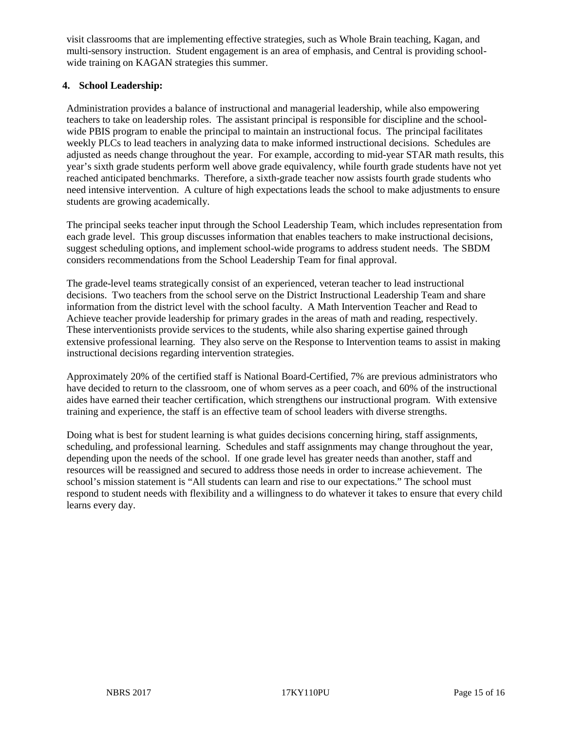visit classrooms that are implementing effective strategies, such as Whole Brain teaching, Kagan, and multi-sensory instruction. Student engagement is an area of emphasis, and Central is providing school-wide training on KAGAN strategies this summer.

**4. School Leadership:**

Administration provides a balance of instructional and managerial leadership, while also empowering teachers to take on leadership roles. The assistant principal is responsible for discipline and the school-wide PBIS program to enable the principal to maintain an instructional focus. The principal facilitates weekly PLCs to lead teachers in analyzing data to make informed instructional decisions. Schedules are adjusted as needs change throughout the year. For example, according to mid-year STAR math results, this year's sixth grade students perform well above grade equivalency, while fourth grade students have not yet reached anticipated benchmarks. Therefore, a sixth-grade teacher now assists fourth grade students who need intensive intervention. A culture of high expectations leads the school to make adjustments to ensure students are growing academically.

The principal seeks teacher input through the School Leadership Team, which includes representation from each grade level. This group discusses information that enables teachers to make instructional decisions, suggest scheduling options, and implement school-wide programs to address student needs. The SBDM considers recommendations from the School Leadership Team for final approval.

The grade-level teams strategically consist of an experienced, veteran teacher to lead instructional decisions. Two teachers from the school serve on the District Instructional Leadership Team and share information from the district level with the school faculty. A Math Intervention Teacher and Read to Achieve teacher provide leadership for primary grades in the areas of math and reading, respectively. These interventionists provide services to the students, while also sharing expertise gained through extensive professional learning. They also serve on the Response to Intervention teams to assist in making instructional decisions regarding intervention strategies.

Approximately 20% of the certified staff is National Board-Certified, 7% are previous administrators who have decided to return to the classroom, one of whom serves as a peer coach, and 60% of the instructional aides have earned their teacher certification, which strengthens our instructional program. With extensive training and experience, the staff is an effective team of school leaders with diverse strengths.

Doing what is best for student learning is what guides decisions concerning hiring, staff assignments, scheduling, and professional learning. Schedules and staff assignments may change throughout the year, depending upon the needs of the school. If one grade level has greater needs than another, staff and resources will be reassigned and secured to address those needs in order to increase achievement. The school's mission statement is "All students can learn and rise to our expectations." The school must respond to student needs with flexibility and a willingness to do whatever it takes to ensure that every child learns every day.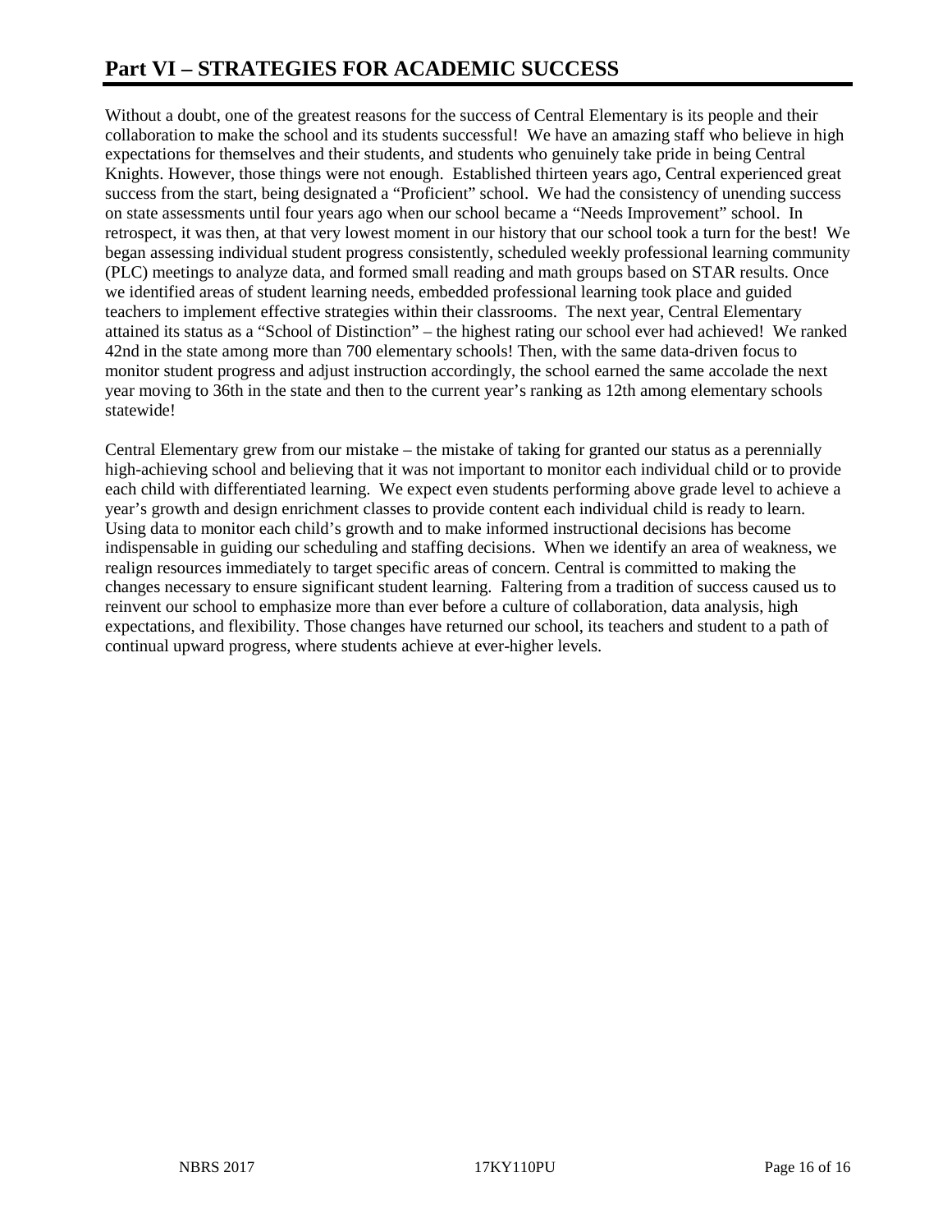# Part VI – STRATEGIES FOR ACADEMIC SUCCESS

Without a doubt, one of the greatest reasons for the success of Central Elementary is its people and their collaboration to make the school and its students successful! We have an amazing staff who believe in high expectations for themselves and their students, and students who genuinely take pride in being Central Knights. However, those things were not enough. Established thirteen years ago, Central experienced great success from the start, being designated a "Proficient" school. We had the consistency of unending success on state assessments until four years ago when our school became a "Needs Improvement" school. In retrospect, it was then, at that very lowest moment in our history that our school took a turn for the best! We began assessing individual student progress consistently, scheduled weekly professional learning community (PLC) meetings to analyze data, and formed small reading and math groups based on STAR results. Once we identified areas of student learning needs, embedded professional learning took place and guided teachers to implement effective strategies within their classrooms. The next year, Central Elementary attained its status as a "School of Distinction" – the highest rating our school ever had achieved! We ranked 42nd in the state among more than 700 elementary schools! Then, with the same data-driven focus to monitor student progress and adjust instruction accordingly, the school earned the same accolade the next year moving to 36th in the state and then to the current year's ranking as 12th among elementary schools statewide!

Central Elementary grew from our mistake – the mistake of taking for granted our status as a perennially high-achieving school and believing that it was not important to monitor each individual child or to provide each child with differentiated learning. We expect even students performing above grade level to achieve a year's growth and design enrichment classes to provide content each individual child is ready to learn. Using data to monitor each child's growth and to make informed instructional decisions has become indispensable in guiding our scheduling and staffing decisions. When we identify an area of weakness, we realign resources immediately to target specific areas of concern. Central is committed to making the changes necessary to ensure significant student learning. Faltering from a tradition of success caused us to reinvent our school to emphasize more than ever before a culture of collaboration, data analysis, high expectations, and flexibility. Those changes have returned our school, its teachers and student to a path of continual upward progress, where students achieve at ever-higher levels.